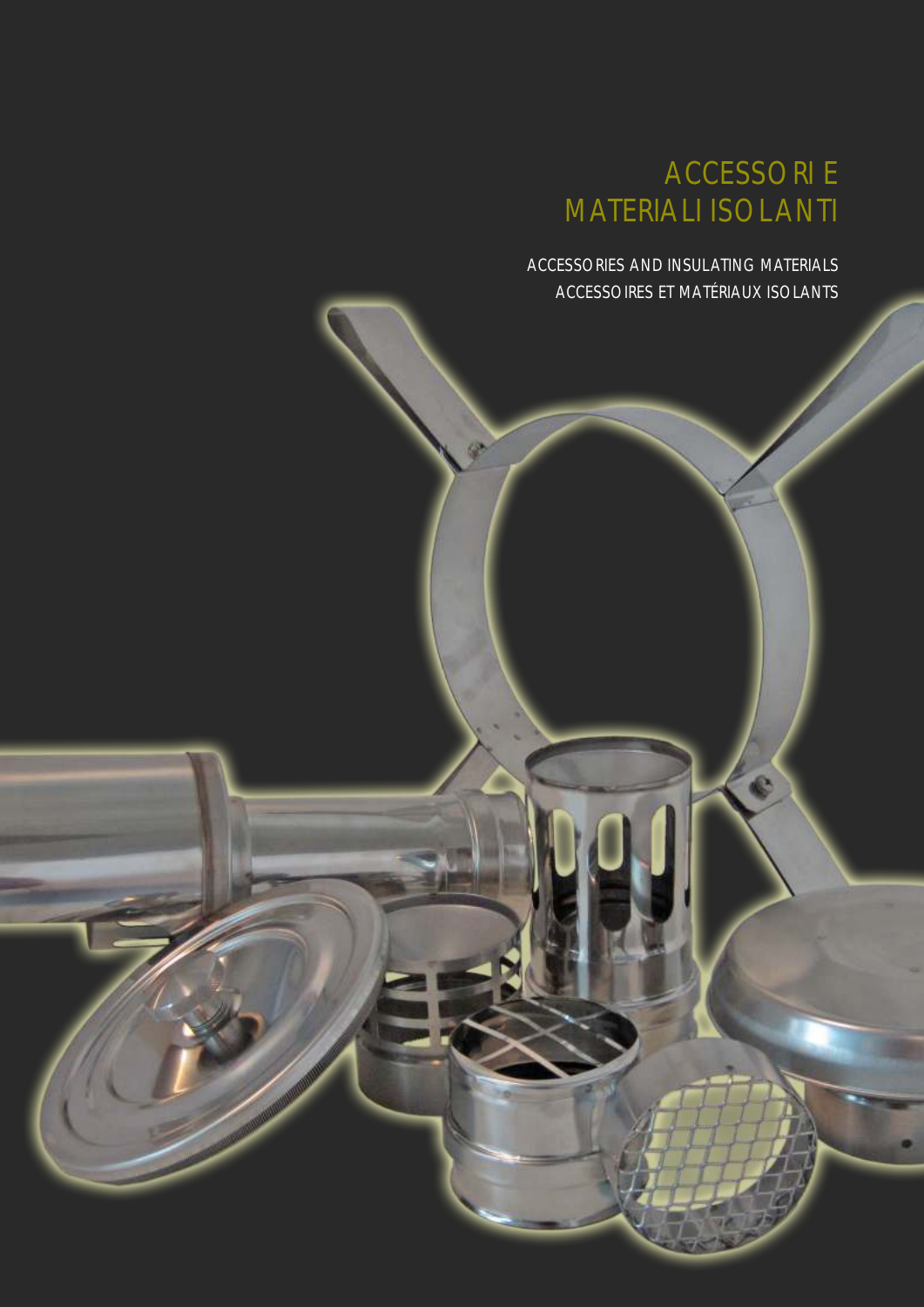# ACCESSORIE MATERIALI ISOLANTI

ACCESSORIES AND INSULATING MATERIALS

ACCESSOIRES ET MATÉRIAUX ISOLANTS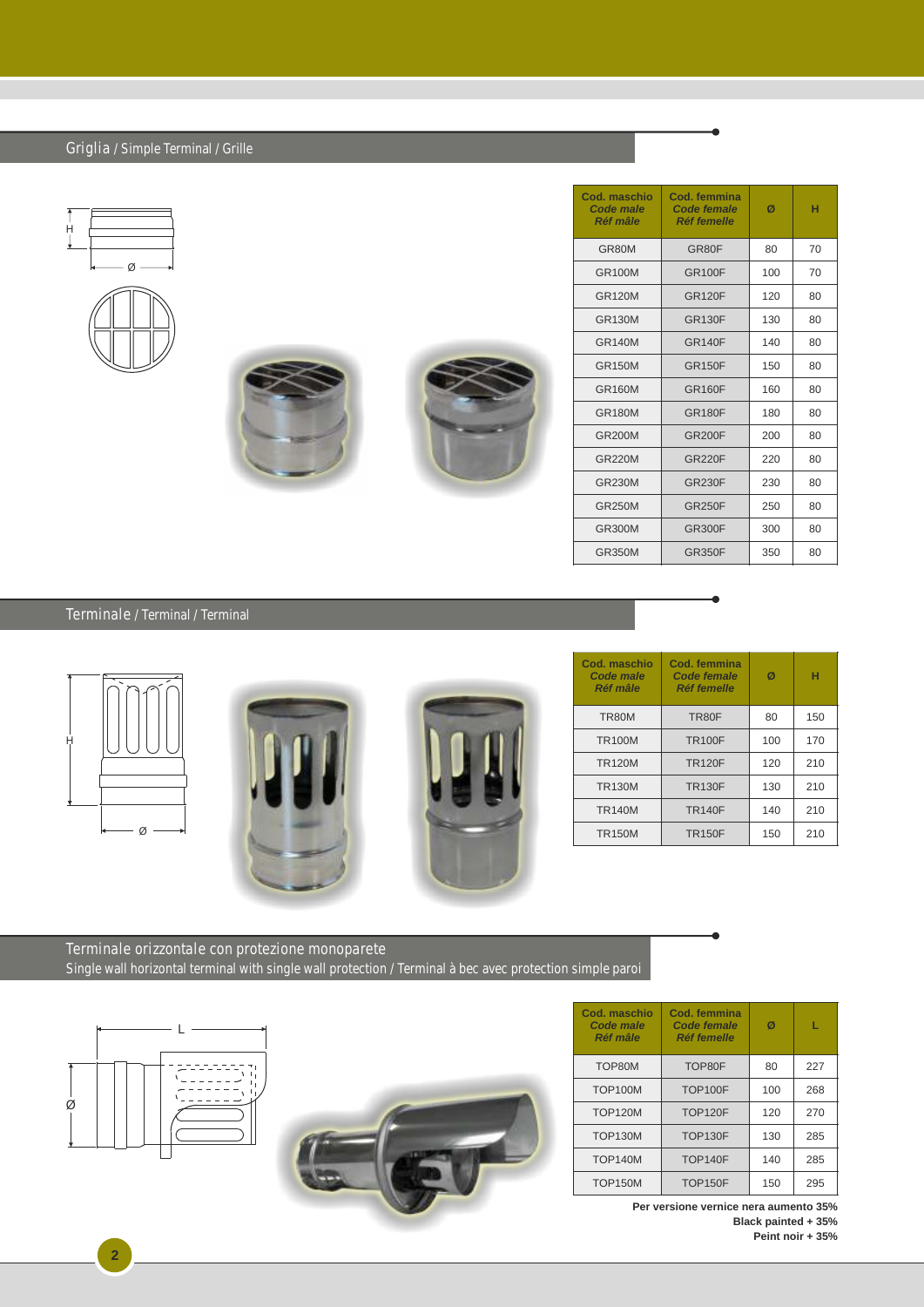## Griglia / Simple Terminal / Grille

| Cod. maschio *Code male* *Réf mâle* | Cod. femmina *Code female* *Réf femelle* | Ø | H |
|---|---|---|---|
| GR80M | GR80F | 80 | 70 |
| GR100M | GR100F | 100 | 70 |
| GR120M | GR120F | 120 | 80 |
| GR130M | GR130F | 130 | 80 |
| GR140M | GR140F | 140 | 80 |
| GR150M | GR150F | 150 | 80 |
| GR160M | GR160F | 160 | 80 |
| GR180M | GR180F | 180 | 80 |
| GR200M | GR200F | 200 | 80 |
| GR220M | GR220F | 220 | 80 |
| GR230M | GR230F | 230 | 80 |
| GR250M | GR250F | 250 | 80 |
| GR300M | GR300F | 300 | 80 |
| GR350M | GR350F | 350 | 80 |

## Terminale / Terminal / Terminal

| Cod. maschio *Code male* *Réf mâle* | Cod. femmina *Code female* *Réf femelle* | Ø | H |
|---|---|---|---|
| TR80M | TR80F | 80 | 150 |
| TR100M | TR100F | 100 | 170 |
| TR120M | TR120F | 120 | 210 |
| TR130M | TR130F | 130 | 210 |
| TR140M | TR140F | 140 | 210 |
| TR150M | TR150F | 150 | 210 |

## Terminale orizzontale con protezione monoparete
Single wall horizontal terminal with single wall protection / Terminal à bec avec protection simple paroi

| Cod. maschio *Code male* *Réf mâle* | Cod. femmina *Code female* *Réf femelle* | Ø | L |
|---|---|---|---|
| TOP80M | TOP80F | 80 | 227 |
| TOP100M | TOP100F | 100 | 268 |
| TOP120M | TOP120F | 120 | 270 |
| TOP130M | TOP130F | 130 | 285 |
| TOP140M | TOP140F | 140 | 285 |
| TOP150M | TOP150F | 150 | 295 |

**Per versione vernice nera aumento 35%**
**Black painted + 35%**
**Peint noir + 35%**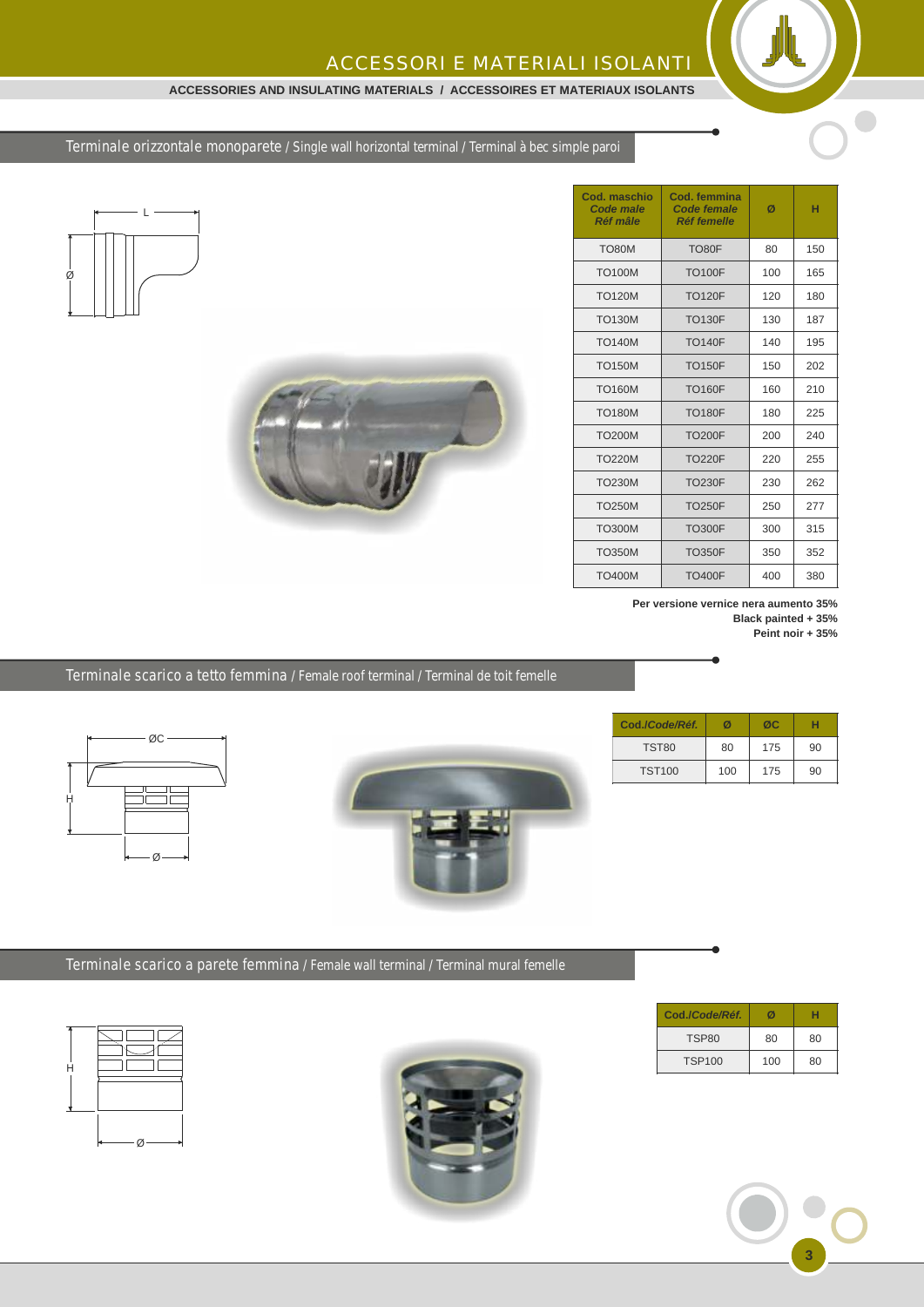# ACCESSORI E MATERIALI ISOLANTI

**ACCESSORIES AND INSULATING MATERIALS / ACCESSOIRES ET MATERIAUX ISOLANTS**

## Terminale orizzontale monoparete / Single wall horizontal terminal / Terminal à bec simple paroi

| Cod. maschio *Code male* *Réf mâle* | Cod. femmina *Code female* *Réf femelle* | Ø | H |
|---|---|---|---|
| TO80M | TO80F | 80 | 150 |
| TO100M | TO100F | 100 | 165 |
| TO120M | TO120F | 120 | 180 |
| TO130M | TO130F | 130 | 187 |
| TO140M | TO140F | 140 | 195 |
| TO150M | TO150F | 150 | 202 |
| TO160M | TO160F | 160 | 210 |
| TO180M | TO180F | 180 | 225 |
| TO200M | TO200F | 200 | 240 |
| TO220M | TO220F | 220 | 255 |
| TO230M | TO230F | 230 | 262 |
| TO250M | TO250F | 250 | 277 |
| TO300M | TO300F | 300 | 315 |
| TO350M | TO350F | 350 | 352 |
| TO400M | TO400F | 400 | 380 |

**Per versione vernice nera aumento 35%**
**Black painted + 35%**
**Peint noir + 35%**

## Terminale scarico a tetto femmina / Female roof terminal / Terminal de toit femelle

| Cod./*Code/Réf.* | Ø | ØC | H |
|---|---|---|---|
| TST80 | 80 | 175 | 90 |
| TST100 | 100 | 175 | 90 |

## Terminale scarico a parete femmina / Female wall terminal / Terminal mural femelle

| Cod./*Code/Réf.* | Ø | H |
|---|---|---|
| TSP80 | 80 | 80 |
| TSP100 | 100 | 80 |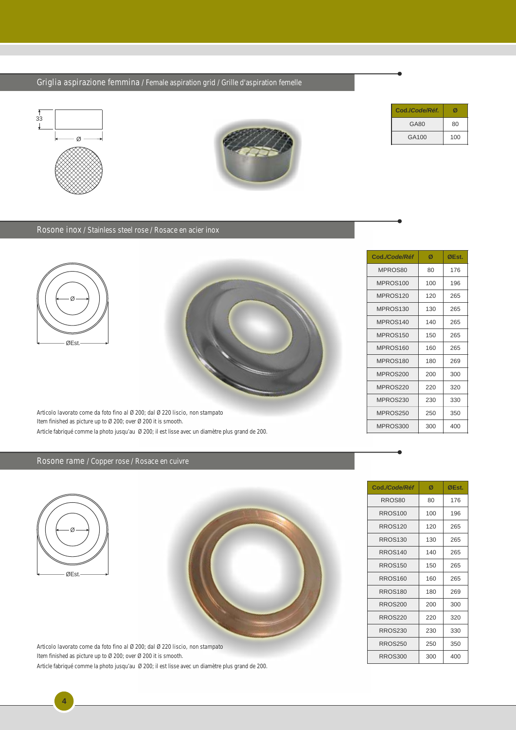## Griglia aspirazione femmina / Female aspiration grid / Grille d'aspiration femelle

33

Ø

| Cod./Code/Réf. | Ø |
|---|---|
| GA80 | 80 |
| GA100 | 100 |

## Rosone inox / Stainless steel rose / Rosace en acier inox

Ø

ØEst.

| Cod./Code/Réf | Ø | ØEst. |
|---|---|---|
| MPROS80 | 80 | 176 |
| MPROS100 | 100 | 196 |
| MPROS120 | 120 | 265 |
| MPROS130 | 130 | 265 |
| MPROS140 | 140 | 265 |
| MPROS150 | 150 | 265 |
| MPROS160 | 160 | 265 |
| MPROS180 | 180 | 269 |
| MPROS200 | 200 | 300 |
| MPROS220 | 220 | 320 |
| MPROS230 | 230 | 330 |
| MPROS250 | 250 | 350 |
| MPROS300 | 300 | 400 |

Articolo lavorato come da foto fino al Ø 200; dal Ø 220 liscio, non stampato
Item finished as picture up to Ø 200; over Ø 200 it is smooth.
Article fabriqué comme la photo jusqu'au Ø 200; il est lisse avec un diamètre plus grand de 200.

## Rosone rame / Copper rose / Rosace en cuivre

Ø

ØEst.

| Cod./Code/Réf | Ø | ØEst. |
|---|---|---|
| RROS80 | 80 | 176 |
| RROS100 | 100 | 196 |
| RROS120 | 120 | 265 |
| RROS130 | 130 | 265 |
| RROS140 | 140 | 265 |
| RROS150 | 150 | 265 |
| RROS160 | 160 | 265 |
| RROS180 | 180 | 269 |
| RROS200 | 200 | 300 |
| RROS220 | 220 | 320 |
| RROS230 | 230 | 330 |
| RROS250 | 250 | 350 |
| RROS300 | 300 | 400 |

Articolo lavorato come da foto fino al Ø 200; dal Ø 220 liscio, non stampato
Item finished as picture up to Ø 200; over Ø 200 it is smooth.
Article fabriqué comme la photo jusqu'au Ø 200; il est lisse avec un diamètre plus grand de 200.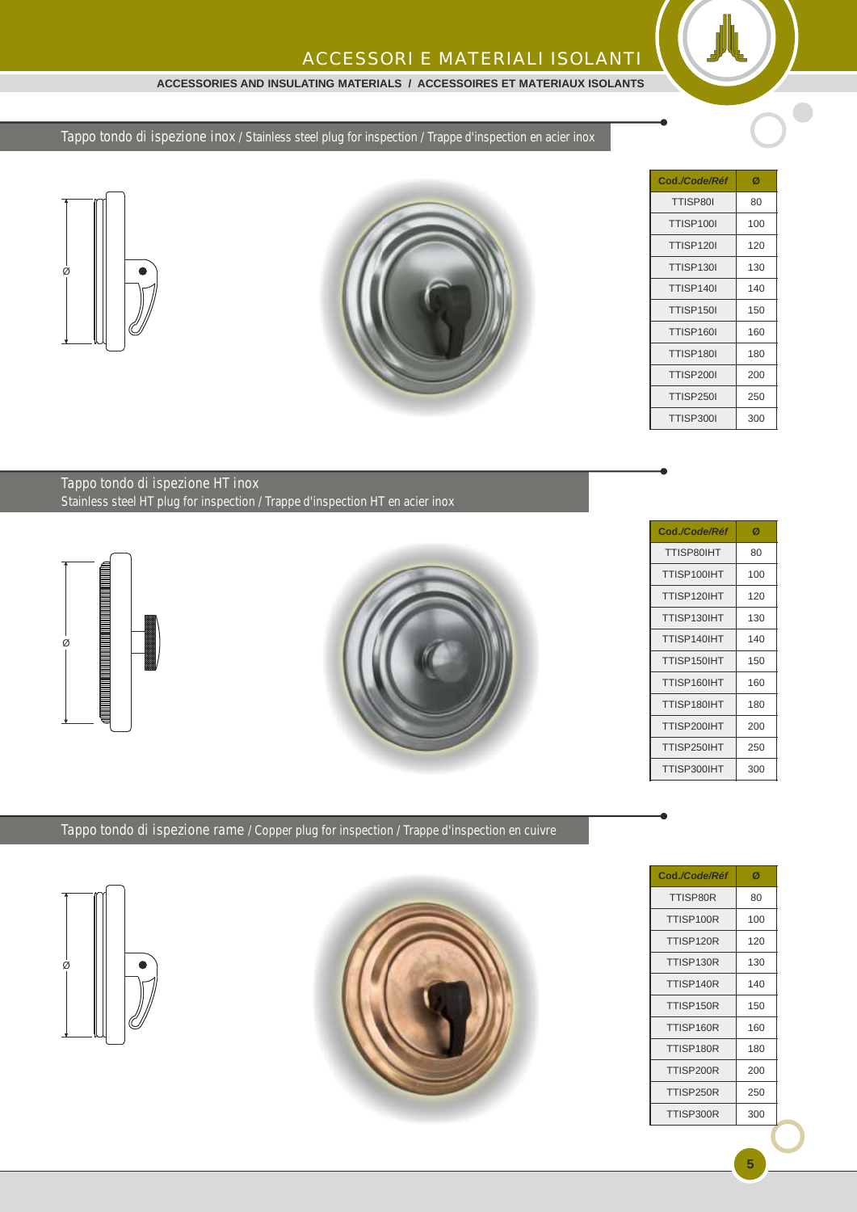# ACCESSORI E MATERIALI ISOLANTI

**ACCESSORIES AND INSULATING MATERIALS / ACCESSOIRES ET MATERIAUX ISOLANTS**

## Tappo tondo di ispezione inox / Stainless steel plug for inspection / Trappe d'inspection en acier inox

| Cod./Code/Réf | Ø |
|---|---|
| TTISP80I | 80 |
| TTISP100I | 100 |
| TTISP120I | 120 |
| TTISP130I | 130 |
| TTISP140I | 140 |
| TTISP150I | 150 |
| TTISP160I | 160 |
| TTISP180I | 180 |
| TTISP200I | 200 |
| TTISP250I | 250 |
| TTISP300I | 300 |

## Tappo tondo di ispezione HT inox
Stainless steel HT plug for inspection / Trappe d'inspection HT en acier inox

| Cod./Code/Réf | Ø |
|---|---|
| TTISP80IHT | 80 |
| TTISP100IHT | 100 |
| TTISP120IHT | 120 |
| TTISP130IHT | 130 |
| TTISP140IHT | 140 |
| TTISP150IHT | 150 |
| TTISP160IHT | 160 |
| TTISP180IHT | 180 |
| TTISP200IHT | 200 |
| TTISP250IHT | 250 |
| TTISP300IHT | 300 |

## Tappo tondo di ispezione rame / Copper plug for inspection / Trappe d'inspection en cuivre

| Cod./Code/Réf | Ø |
|---|---|
| TTISP80R | 80 |
| TTISP100R | 100 |
| TTISP120R | 120 |
| TTISP130R | 130 |
| TTISP140R | 140 |
| TTISP150R | 150 |
| TTISP160R | 160 |
| TTISP180R | 180 |
| TTISP200R | 200 |
| TTISP250R | 250 |
| TTISP300R | 300 |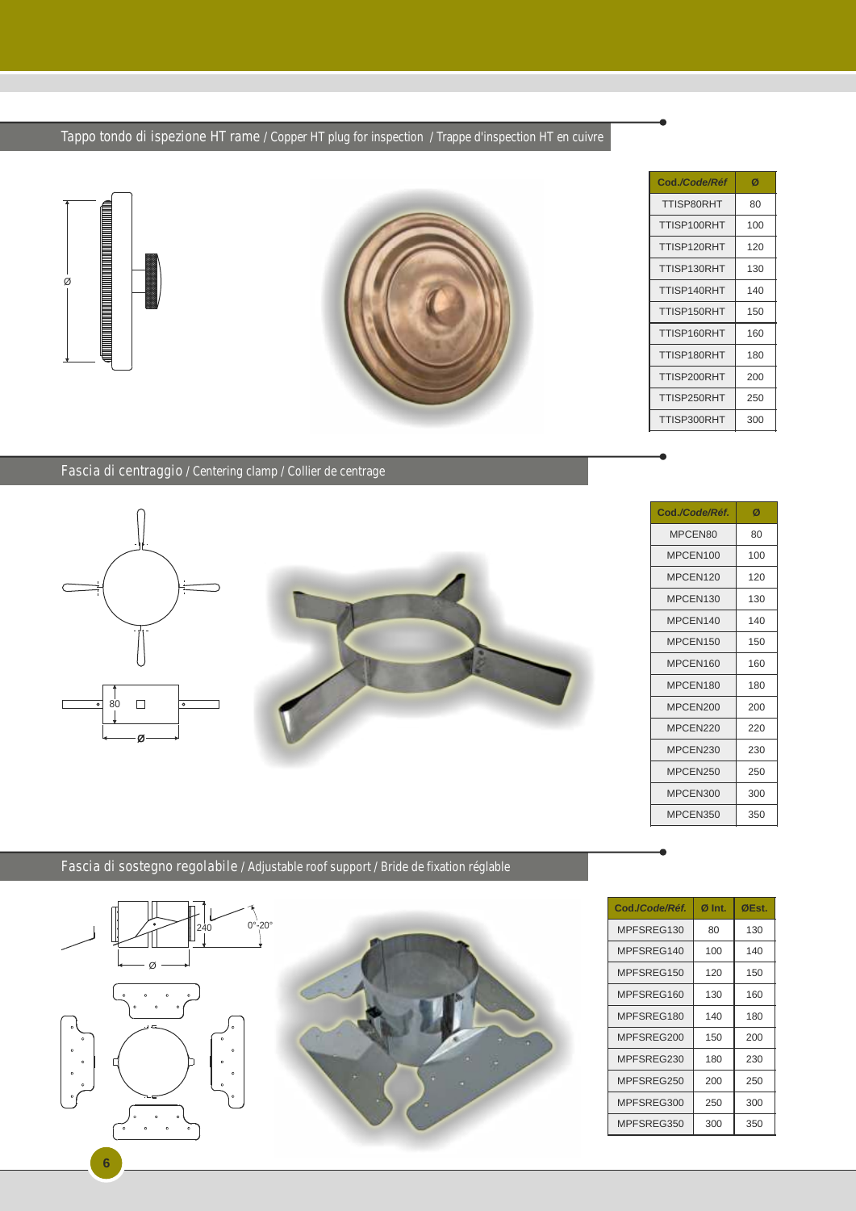## Tappo tondo di ispezione HT rame / Copper HT plug for inspection / Trappe d'inspection HT en cuivre

| Cod./Code/Réf | Ø |
|---|---|
| TTISP80RHT | 80 |
| TTISP100RHT | 100 |
| TTISP120RHT | 120 |
| TTISP130RHT | 130 |
| TTISP140RHT | 140 |
| TTISP150RHT | 150 |
| TTISP160RHT | 160 |
| TTISP180RHT | 180 |
| TTISP200RHT | 200 |
| TTISP250RHT | 250 |
| TTISP300RHT | 300 |

## Fascia di centraggio / Centering clamp / Collier de centrage

| Cod./Code/Réf. | Ø |
|---|---|
| MPCEN80 | 80 |
| MPCEN100 | 100 |
| MPCEN120 | 120 |
| MPCEN130 | 130 |
| MPCEN140 | 140 |
| MPCEN150 | 150 |
| MPCEN160 | 160 |
| MPCEN180 | 180 |
| MPCEN200 | 200 |
| MPCEN220 | 220 |
| MPCEN230 | 230 |
| MPCEN250 | 250 |
| MPCEN300 | 300 |
| MPCEN350 | 350 |

## Fascia di sostegno regolabile / Adjustable roof support / Bride de fixation réglable

| Cod./Code/Réf. | Ø Int. | ØEst. |
|---|---|---|
| MPFSREG130 | 80 | 130 |
| MPFSREG140 | 100 | 140 |
| MPFSREG150 | 120 | 150 |
| MPFSREG160 | 130 | 160 |
| MPFSREG180 | 140 | 180 |
| MPFSREG200 | 150 | 200 |
| MPFSREG230 | 180 | 230 |
| MPFSREG250 | 200 | 250 |
| MPFSREG300 | 250 | 300 |
| MPFSREG350 | 300 | 350 |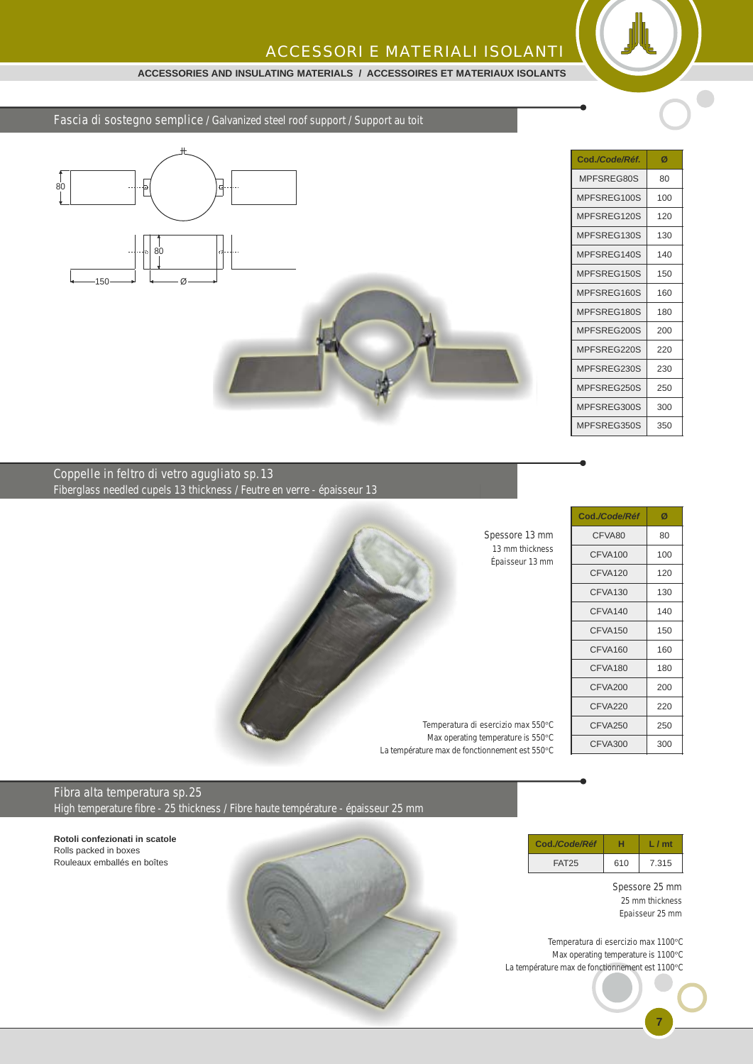# ACCESSORI E MATERIALI ISOLANTI

**ACCESSORIES AND INSULATING MATERIALS / ACCESSOIRES ET MATERIAUX ISOLANTS**

## Fascia di sostegno semplice / Galvanized steel roof support / Support au toit

80

80

150

Ø

| Cod./Code/Réf. | Ø |
|---|---|
| MPFSREG80S | 80 |
| MPFSREG100S | 100 |
| MPFSREG120S | 120 |
| MPFSREG130S | 130 |
| MPFSREG140S | 140 |
| MPFSREG150S | 150 |
| MPFSREG160S | 160 |
| MPFSREG180S | 180 |
| MPFSREG200S | 200 |
| MPFSREG220S | 220 |
| MPFSREG230S | 230 |
| MPFSREG250S | 250 |
| MPFSREG300S | 300 |
| MPFSREG350S | 350 |

## Coppelle in feltro di vetro agugliato sp.13
Fiberglass needled cupels 13 thickness / Feutre en verre - épaisseur 13

Spessore 13 mm
13 mm thickness
Épaisseur 13 mm

| Cod./Code/Réf | Ø |
|---|---|
| CFVA80 | 80 |
| CFVA100 | 100 |
| CFVA120 | 120 |
| CFVA130 | 130 |
| CFVA140 | 140 |
| CFVA150 | 150 |
| CFVA160 | 160 |
| CFVA180 | 180 |
| CFVA200 | 200 |
| CFVA220 | 220 |
| CFVA250 | 250 |
| CFVA300 | 300 |

Temperatura di esercizio max 550°C
Max operating temperature is 550°C
La température max de fonctionnement est 550°C

## Fibra alta temperatura sp.25
High temperature fibre - 25 thickness / Fibre haute température - épaisseur 25 mm

**Rotoli confezionati in scatole**
Rolls packed in boxes
Rouleaux emballés en boîtes

| Cod./Code/Réf | H | L / mt |
|---|---|---|
| FAT25 | 610 | 7.315 |

Spessore 25 mm
25 mm thickness
Epaisseur 25 mm

Temperatura di esercizio max 1100°C
Max operating temperature is 1100°C
La température max de fonctionnement est 1100°C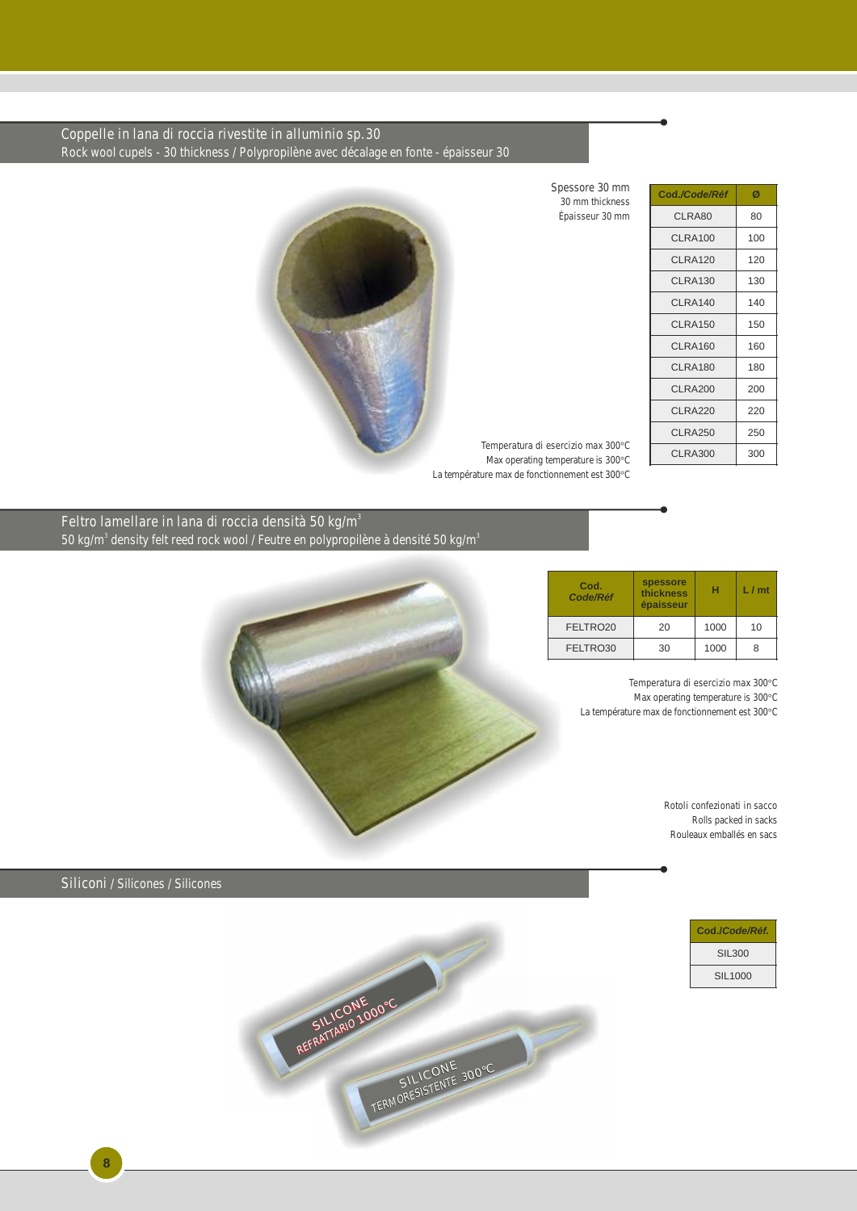## Coppelle in lana di roccia rivestite in alluminio sp.30
Rock wool cupels - 30 thickness / Polypropilène avec décalage en fonte - épaisseur 30

Spessore 30 mm
30 mm thickness
Épaisseur 30 mm

| Cod./Code/Réf | Ø |
|---|---|
| CLRA80 | 80 |
| CLRA100 | 100 |
| CLRA120 | 120 |
| CLRA130 | 130 |
| CLRA140 | 140 |
| CLRA150 | 150 |
| CLRA160 | 160 |
| CLRA180 | 180 |
| CLRA200 | 200 |
| CLRA220 | 220 |
| CLRA250 | 250 |
| CLRA300 | 300 |

Temperatura di esercizio max 300°C
Max operating temperature is 300°C
La température max de fonctionnement est 300°C

## Feltro lamellare in lana di roccia densità 50 kg/m$^3$
50 kg/m$^3$ density felt reed rock wool / Feutre en polypropilène à densité 50 kg/m$^3$

| Cod. Code/Réf | spessore thickness épaisseur | H | L / mt |
|---|---|---|---|
| FELTRO20 | 20 | 1000 | 10 |
| FELTRO30 | 30 | 1000 | 8 |

Temperatura di esercizio max 300°C
Max operating temperature is 300°C
La température max de fonctionnement est 300°C

Rotoli confezionati in sacco
Rolls packed in sacks
Rouleaux emballés en sacs

## Siliconi / Silicones / Silicones

| Cod./Code/Réf. |
|---|
| SIL300 |
| SIL1000 |

SILICONE REFRATTARIO 1000°C

SILICONE TERMORESISTENTE 300°C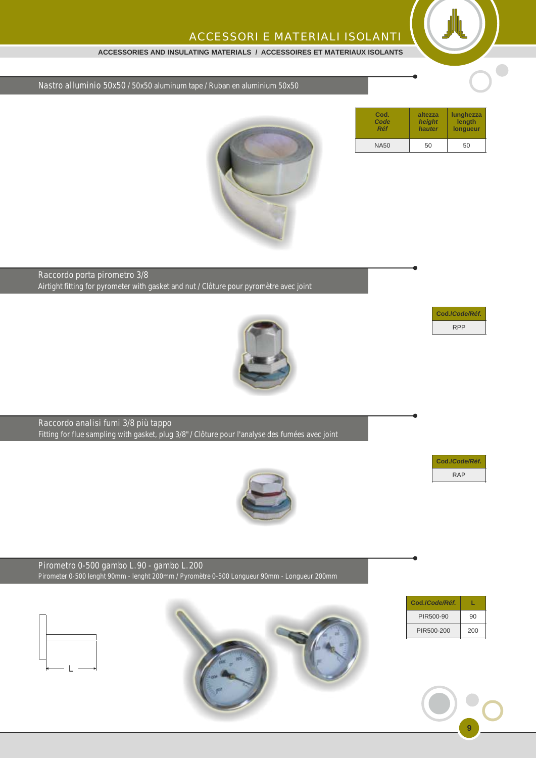# ACCESSORI E MATERIALI ISOLANTI

**ACCESSORIES AND INSULATING MATERIALS / ACCESSOIRES ET MATERIAUX ISOLANTS**

## Nastro alluminio 50x50 / 50x50 aluminum tape / Ruban en aluminium 50x50

| Cod. *Code* *Réf* | altezza *height* *hauter* | lunghezza length longueur |
|---|---|---|
| NA50 | 50 | 50 |

## Raccordo porta pirometro 3/8

Airtight fitting for pyrometer with gasket and nut / Clôture pour pyromètre avec joint

| Cod./*Code*/*Réf.* |
|---|
| RPP |

## Raccordo analisi fumi 3/8 più tappo

Fitting for flue sampling with gasket, plug 3/8" / Clôture pour l'analyse des fumées avec joint

| Cod./*Code*/*Réf.* |
|---|
| RAP |

## Pirometro 0-500 gambo L.90 - gambo L.200

Pirometer 0-500 lenght 90mm - lenght 200mm / Pyromètre 0-500 Longueur 90mm - Longueur 200mm

L

| Cod./*Code*/*Réf.* | L |
|---|---|
| PIR500-90 | 90 |
| PIR500-200 | 200 |